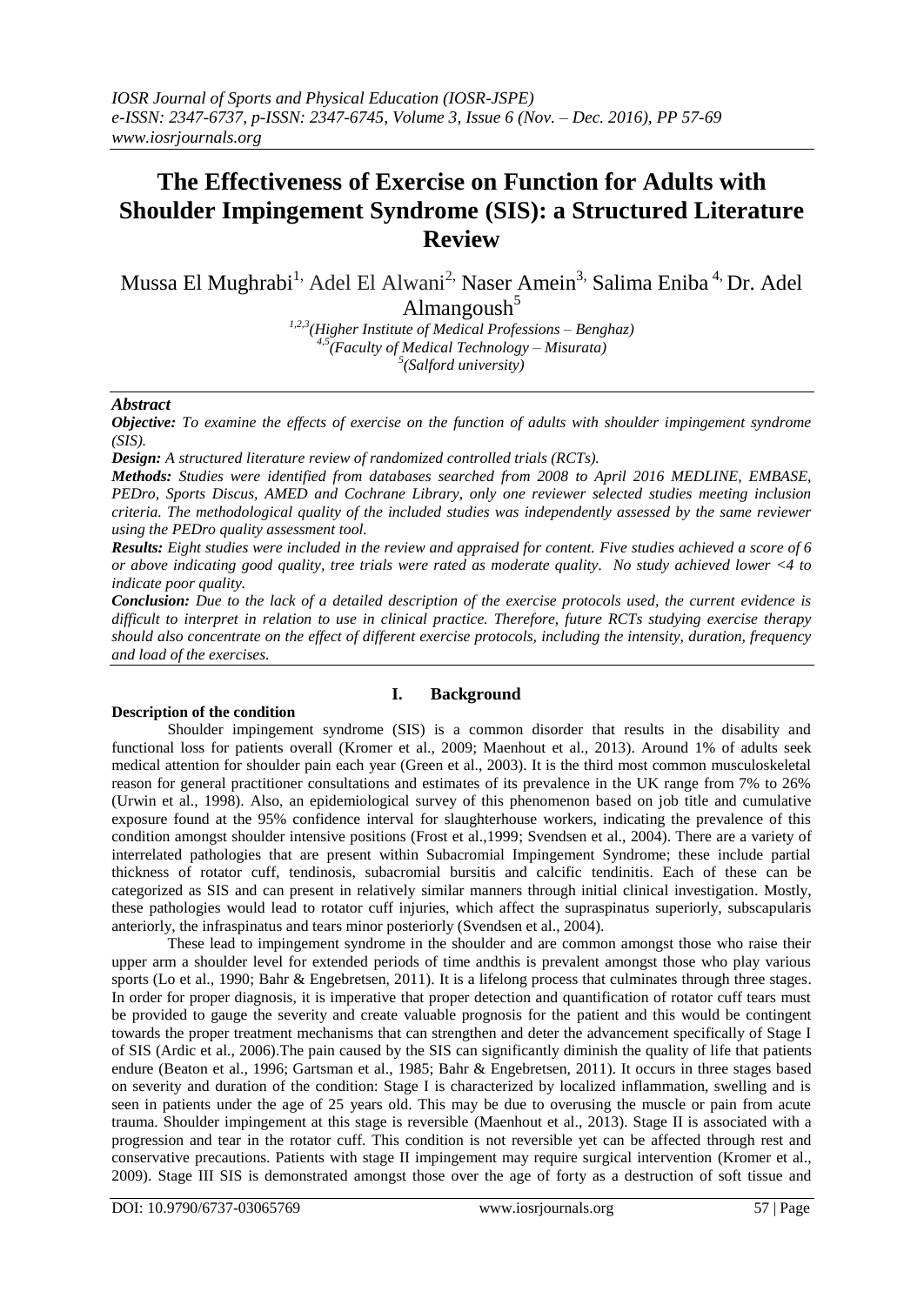# The Effectiveness of Exercise on Function for Adults with Shoulder Impingement Syndrome (SIS): a Structured Literature Review

Mussa El Mughrabi[1], Adel El Alwani[2], Naser Amein[3], Salima Eniba[4], Dr. Adel Almangoush[5]

[1,2,3](Higher Institute of Medical Professions – Benghaz)
[4,5](Faculty of Medical Technology – Misurata)
[5](Salford university)

***Abstract***

***Objective:*** *To examine the effects of exercise on the function of adults with shoulder impingement syndrome (SIS).*

***Design:*** *A structured literature review of randomized controlled trials (RCTs).*

***Methods:*** *Studies were identified from databases searched from 2008 to April 2016 MEDLINE, EMBASE, PEDro, Sports Discus, AMED and Cochrane Library, only one reviewer selected studies meeting inclusion criteria. The methodological quality of the included studies was independently assessed by the same reviewer using the PEDro quality assessment tool.*

***Results:*** *Eight studies were included in the review and appraised for content. Five studies achieved a score of 6 or above indicating good quality, tree trials were rated as moderate quality. No study achieved lower <4 to indicate poor quality.*

***Conclusion:*** *Due to the lack of a detailed description of the exercise protocols used, the current evidence is difficult to interpret in relation to use in clinical practice. Therefore, future RCTs studying exercise therapy should also concentrate on the effect of different exercise protocols, including the intensity, duration, frequency and load of the exercises.*

## I. Background

**Description of the condition**

Shoulder impingement syndrome (SIS) is a common disorder that results in the disability and functional loss for patients overall (Kromer et al., 2009; Maenhout et al., 2013). Around 1% of adults seek medical attention for shoulder pain each year (Green et al., 2003). It is the third most common musculoskeletal reason for general practitioner consultations and estimates of its prevalence in the UK range from 7% to 26% (Urwin et al., 1998). Also, an epidemiological survey of this phenomenon based on job title and cumulative exposure found at the 95% confidence interval for slaughterhouse workers, indicating the prevalence of this condition amongst shoulder intensive positions (Frost et al.,1999; Svendsen et al., 2004). There are a variety of interrelated pathologies that are present within Subacromial Impingement Syndrome; these include partial thickness of rotator cuff, tendinosis, subacromial bursitis and calcific tendinitis. Each of these can be categorized as SIS and can present in relatively similar manners through initial clinical investigation. Mostly, these pathologies would lead to rotator cuff injuries, which affect the supraspinatus superiorly, subscapularis anteriorly, the infraspinatus and tears minor posteriorly (Svendsen et al., 2004).

These lead to impingement syndrome in the shoulder and are common amongst those who raise their upper arm a shoulder level for extended periods of time andthis is prevalent amongst those who play various sports (Lo et al., 1990; Bahr & Engebretsen, 2011). It is a lifelong process that culminates through three stages. In order for proper diagnosis, it is imperative that proper detection and quantification of rotator cuff tears must be provided to gauge the severity and create valuable prognosis for the patient and this would be contingent towards the proper treatment mechanisms that can strengthen and deter the advancement specifically of Stage I of SIS (Ardic et al., 2006).The pain caused by the SIS can significantly diminish the quality of life that patients endure (Beaton et al., 1996; Gartsman et al., 1985; Bahr & Engebretsen, 2011). It occurs in three stages based on severity and duration of the condition: Stage I is characterized by localized inflammation, swelling and is seen in patients under the age of 25 years old. This may be due to overusing the muscle or pain from acute trauma. Shoulder impingement at this stage is reversible (Maenhout et al., 2013). Stage II is associated with a progression and tear in the rotator cuff. This condition is not reversible yet can be affected through rest and conservative precautions. Patients with stage II impingement may require surgical intervention (Kromer et al., 2009). Stage III SIS is demonstrated amongst those over the age of forty as a destruction of soft tissue and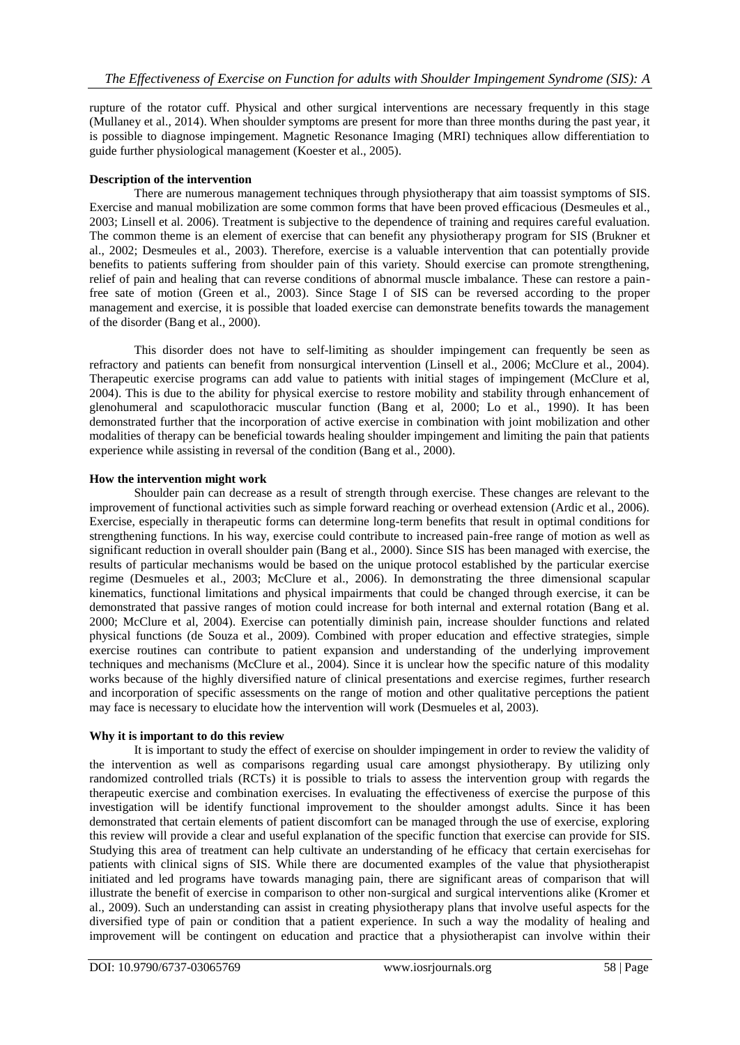rupture of the rotator cuff. Physical and other surgical interventions are necessary frequently in this stage (Mullaney et al., 2014). When shoulder symptoms are present for more than three months during the past year, it is possible to diagnose impingement. Magnetic Resonance Imaging (MRI) techniques allow differentiation to guide further physiological management (Koester et al., 2005).

**Description of the intervention**

There are numerous management techniques through physiotherapy that aim toassist symptoms of SIS. Exercise and manual mobilization are some common forms that have been proved efficacious (Desmeules et al., 2003; Linsell et al. 2006). Treatment is subjective to the dependence of training and requires careful evaluation. The common theme is an element of exercise that can benefit any physiotherapy program for SIS (Brukner et al., 2002; Desmeules et al., 2003). Therefore, exercise is a valuable intervention that can potentially provide benefits to patients suffering from shoulder pain of this variety. Should exercise can promote strengthening, relief of pain and healing that can reverse conditions of abnormal muscle imbalance. These can restore a pain-free sate of motion (Green et al., 2003). Since Stage I of SIS can be reversed according to the proper management and exercise, it is possible that loaded exercise can demonstrate benefits towards the management of the disorder (Bang et al., 2000).

This disorder does not have to self-limiting as shoulder impingement can frequently be seen as refractory and patients can benefit from nonsurgical intervention (Linsell et al., 2006; McClure et al., 2004). Therapeutic exercise programs can add value to patients with initial stages of impingement (McClure et al, 2004). This is due to the ability for physical exercise to restore mobility and stability through enhancement of glenohumeral and scapulothoracic muscular function (Bang et al, 2000; Lo et al., 1990). It has been demonstrated further that the incorporation of active exercise in combination with joint mobilization and other modalities of therapy can be beneficial towards healing shoulder impingement and limiting the pain that patients experience while assisting in reversal of the condition (Bang et al., 2000).

**How the intervention might work**

Shoulder pain can decrease as a result of strength through exercise. These changes are relevant to the improvement of functional activities such as simple forward reaching or overhead extension (Ardic et al., 2006). Exercise, especially in therapeutic forms can determine long-term benefits that result in optimal conditions for strengthening functions. In his way, exercise could contribute to increased pain-free range of motion as well as significant reduction in overall shoulder pain (Bang et al., 2000). Since SIS has been managed with exercise, the results of particular mechanisms would be based on the unique protocol established by the particular exercise regime (Desmueles et al., 2003; McClure et al., 2006). In demonstrating the three dimensional scapular kinematics, functional limitations and physical impairments that could be changed through exercise, it can be demonstrated that passive ranges of motion could increase for both internal and external rotation (Bang et al. 2000; McClure et al, 2004). Exercise can potentially diminish pain, increase shoulder functions and related physical functions (de Souza et al., 2009). Combined with proper education and effective strategies, simple exercise routines can contribute to patient expansion and understanding of the underlying improvement techniques and mechanisms (McClure et al., 2004). Since it is unclear how the specific nature of this modality works because of the highly diversified nature of clinical presentations and exercise regimes, further research and incorporation of specific assessments on the range of motion and other qualitative perceptions the patient may face is necessary to elucidate how the intervention will work (Desmueles et al, 2003).

**Why it is important to do this review**

It is important to study the effect of exercise on shoulder impingement in order to review the validity of the intervention as well as comparisons regarding usual care amongst physiotherapy. By utilizing only randomized controlled trials (RCTs) it is possible to trials to assess the intervention group with regards the therapeutic exercise and combination exercises. In evaluating the effectiveness of exercise the purpose of this investigation will be identify functional improvement to the shoulder amongst adults. Since it has been demonstrated that certain elements of patient discomfort can be managed through the use of exercise, exploring this review will provide a clear and useful explanation of the specific function that exercise can provide for SIS. Studying this area of treatment can help cultivate an understanding of he efficacy that certain exercisehas for patients with clinical signs of SIS. While there are documented examples of the value that physiotherapist initiated and led programs have towards managing pain, there are significant areas of comparison that will illustrate the benefit of exercise in comparison to other non-surgical and surgical interventions alike (Kromer et al., 2009). Such an understanding can assist in creating physiotherapy plans that involve useful aspects for the diversified type of pain or condition that a patient experience. In such a way the modality of healing and improvement will be contingent on education and practice that a physiotherapist can involve within their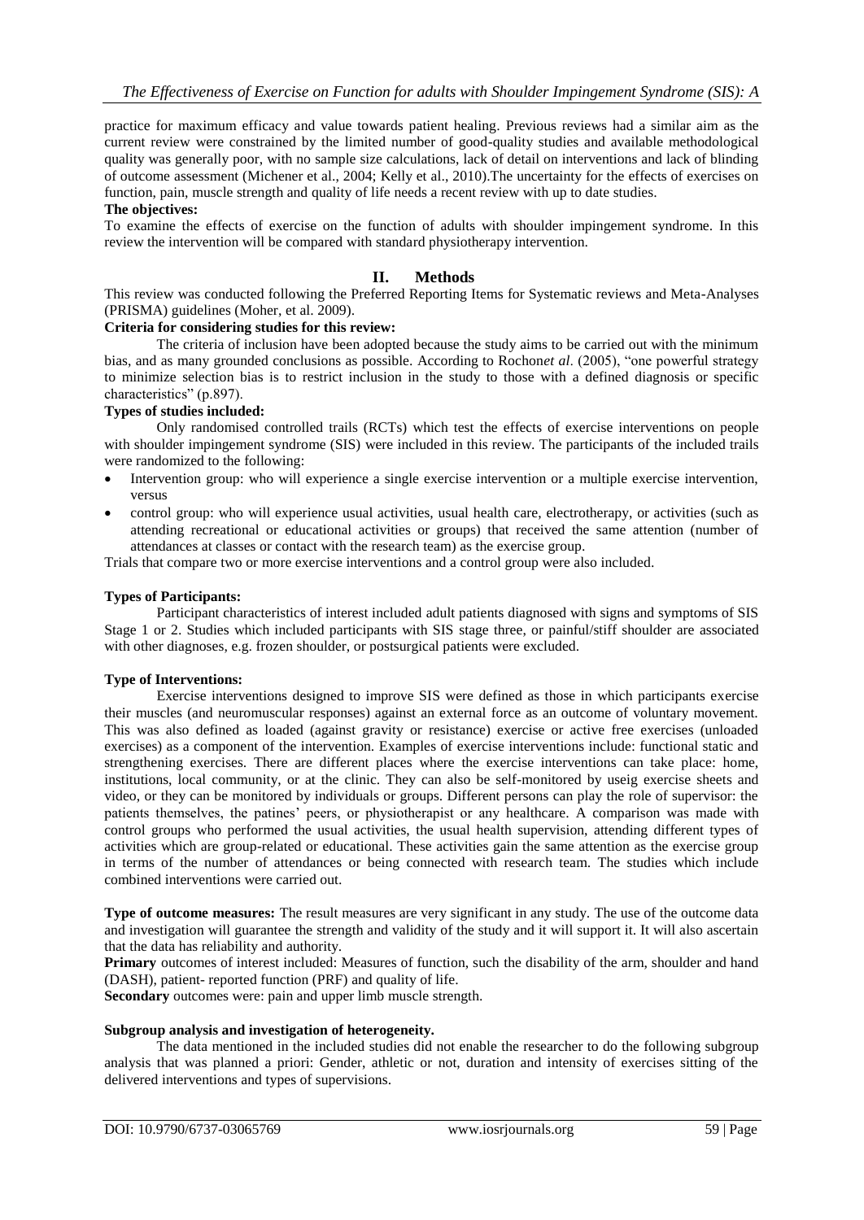practice for maximum efficacy and value towards patient healing. Previous reviews had a similar aim as the current review were constrained by the limited number of good-quality studies and available methodological quality was generally poor, with no sample size calculations, lack of detail on interventions and lack of blinding of outcome assessment (Michener et al., 2004; Kelly et al., 2010).The uncertainty for the effects of exercises on function, pain, muscle strength and quality of life needs a recent review with up to date studies.

**The objectives:**

To examine the effects of exercise on the function of adults with shoulder impingement syndrome. In this review the intervention will be compared with standard physiotherapy intervention.

## II. Methods

This review was conducted following the Preferred Reporting Items for Systematic reviews and Meta-Analyses (PRISMA) guidelines (Moher, et al. 2009).

**Criteria for considering studies for this review:**

The criteria of inclusion have been adopted because the study aims to be carried out with the minimum bias, and as many grounded conclusions as possible. According to Rochon*et al*. (2005), "one powerful strategy to minimize selection bias is to restrict inclusion in the study to those with a defined diagnosis or specific characteristics" (p.897).

**Types of studies included:**

Only randomised controlled trails (RCTs) which test the effects of exercise interventions on people with shoulder impingement syndrome (SIS) were included in this review. The participants of the included trails were randomized to the following:

- Intervention group: who will experience a single exercise intervention or a multiple exercise intervention, versus
- control group: who will experience usual activities, usual health care, electrotherapy, or activities (such as attending recreational or educational activities or groups) that received the same attention (number of attendances at classes or contact with the research team) as the exercise group.

Trials that compare two or more exercise interventions and a control group were also included.

**Types of Participants:**

Participant characteristics of interest included adult patients diagnosed with signs and symptoms of SIS Stage 1 or 2. Studies which included participants with SIS stage three, or painful/stiff shoulder are associated with other diagnoses, e.g. frozen shoulder, or postsurgical patients were excluded.

**Type of Interventions:**

Exercise interventions designed to improve SIS were defined as those in which participants exercise their muscles (and neuromuscular responses) against an external force as an outcome of voluntary movement. This was also defined as loaded (against gravity or resistance) exercise or active free exercises (unloaded exercises) as a component of the intervention. Examples of exercise interventions include: functional static and strengthening exercises. There are different places where the exercise interventions can take place: home, institutions, local community, or at the clinic. They can also be self-monitored by useig exercise sheets and video, or they can be monitored by individuals or groups. Different persons can play the role of supervisor: the patients themselves, the patines' peers, or physiotherapist or any healthcare. A comparison was made with control groups who performed the usual activities, the usual health supervision, attending different types of activities which are group-related or educational. These activities gain the same attention as the exercise group in terms of the number of attendances or being connected with research team. The studies which include combined interventions were carried out.

**Type of outcome measures:** The result measures are very significant in any study. The use of the outcome data and investigation will guarantee the strength and validity of the study and it will support it. It will also ascertain that the data has reliability and authority.

**Primary** outcomes of interest included: Measures of function, such the disability of the arm, shoulder and hand (DASH), patient- reported function (PRF) and quality of life.

**Secondary** outcomes were: pain and upper limb muscle strength.

**Subgroup analysis and investigation of heterogeneity.**

The data mentioned in the included studies did not enable the researcher to do the following subgroup analysis that was planned a priori: Gender, athletic or not, duration and intensity of exercises sitting of the delivered interventions and types of supervisions.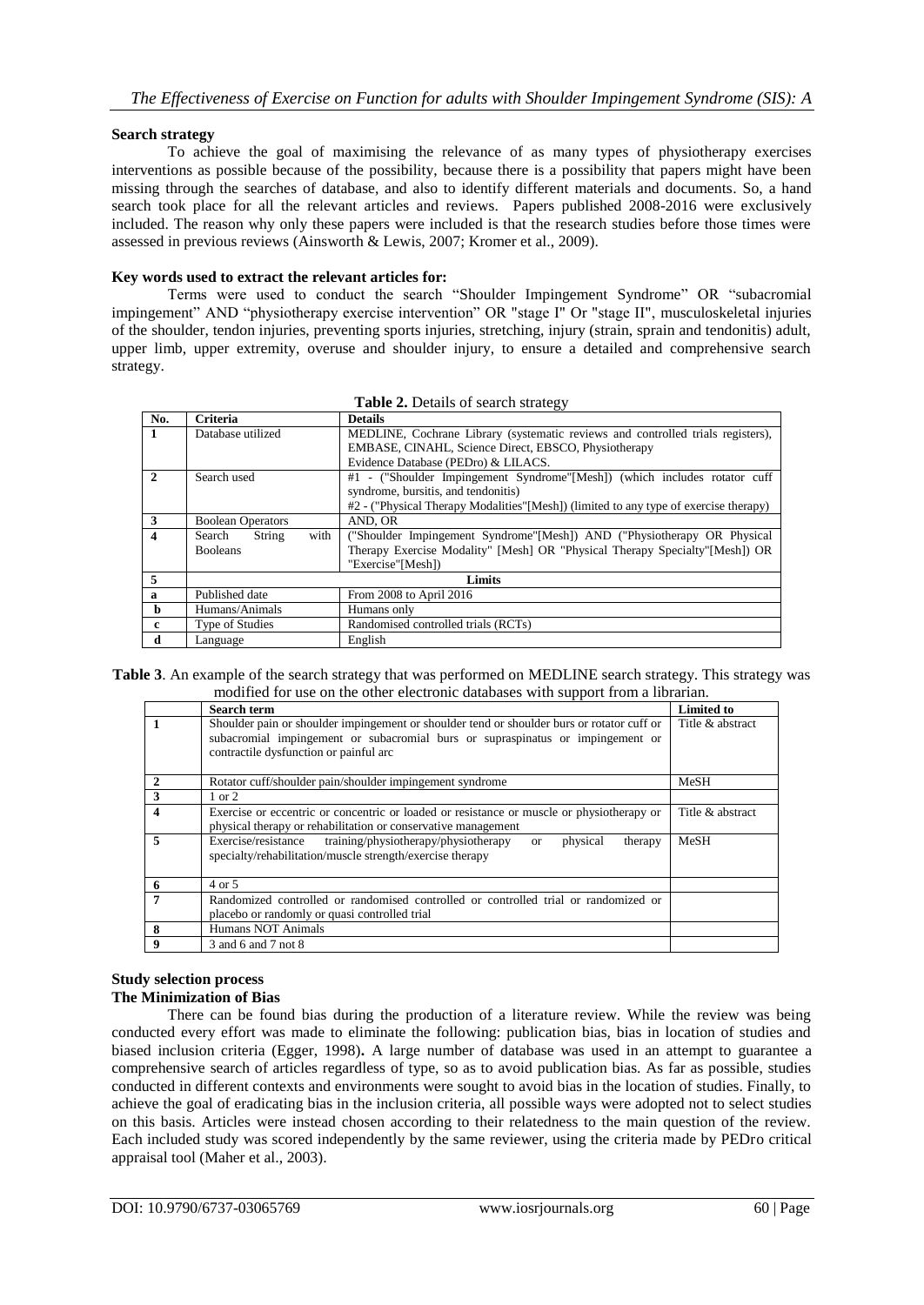**Search strategy**

To achieve the goal of maximising the relevance of as many types of physiotherapy exercises interventions as possible because of the possibility, because there is a possibility that papers might have been missing through the searches of database, and also to identify different materials and documents. So, a hand search took place for all the relevant articles and reviews. Papers published 2008-2016 were exclusively included. The reason why only these papers were included is that the research studies before those times were assessed in previous reviews (Ainsworth & Lewis, 2007; Kromer et al., 2009).

**Key words used to extract the relevant articles for:**

Terms were used to conduct the search "Shoulder Impingement Syndrome" OR "subacromial impingement" AND "physiotherapy exercise intervention" OR "stage I" Or "stage II", musculoskeletal injuries of the shoulder, tendon injuries, preventing sports injuries, stretching, injury (strain, sprain and tendonitis) adult, upper limb, upper extremity, overuse and shoulder injury, to ensure a detailed and comprehensive search strategy.

**Table 2.** Details of search strategy

| No. | Criteria | Details |
|---|---|---|
| 1 | Database utilized | MEDLINE, Cochrane Library (systematic reviews and controlled trials registers), EMBASE, CINAHL, Science Direct, EBSCO, Physiotherapy Evidence Database (PEDro) & LILACS. |
| 2 | Search used | #1 - ("Shoulder Impingement Syndrome"[Mesh]) (which includes rotator cuff syndrome, bursitis, and tendonitis)<br>#2 - ("Physical Therapy Modalities"[Mesh]) (limited to any type of exercise therapy) |
| 3 | Boolean Operators | AND, OR |
| 4 | Search String with Booleans | ("Shoulder Impingement Syndrome"[Mesh]) AND ("Physiotherapy OR Physical Therapy Exercise Modality" [Mesh] OR "Physical Therapy Specialty"[Mesh]) OR "Exercise"[Mesh]) |
| 5 | | **Limits** |
| a | Published date | From 2008 to April 2016 |
| b | Humans/Animals | Humans only |
| c | Type of Studies | Randomised controlled trials (RCTs) |
| d | Language | English |

**Table 3**. An example of the search strategy that was performed on MEDLINE search strategy. This strategy was modified for use on the other electronic databases with support from a librarian.

| | Search term | Limited to |
|---|---|---|
| 1 | Shoulder pain or shoulder impingement or shoulder tend or shoulder burs or rotator cuff or subacromial impingement or subacromial burs or supraspinatus or impingement or contractile dysfunction or painful arc | Title & abstract |
| 2 | Rotator cuff/shoulder pain/shoulder impingement syndrome | MeSH |
| 3 | 1 or 2 | |
| 4 | Exercise or eccentric or concentric or loaded or resistance or muscle or physiotherapy or physical therapy or rehabilitation or conservative management | Title & abstract |
| 5 | Exercise/resistance training/physiotherapy/physiotherapy or physical therapy specialty/rehabilitation/muscle strength/exercise therapy | MeSH |
| 6 | 4 or 5 | |
| 7 | Randomized controlled or randomised controlled or controlled trial or randomized or placebo or randomly or quasi controlled trial | |
| 8 | Humans NOT Animals | |
| 9 | 3 and 6 and 7 not 8 | |

**Study selection process**

**The Minimization of Bias**

There can be found bias during the production of a literature review. While the review was being conducted every effort was made to eliminate the following: publication bias, bias in location of studies and biased inclusion criteria (Egger, 1998)**.** A large number of database was used in an attempt to guarantee a comprehensive search of articles regardless of type, so as to avoid publication bias. As far as possible, studies conducted in different contexts and environments were sought to avoid bias in the location of studies. Finally, to achieve the goal of eradicating bias in the inclusion criteria, all possible ways were adopted not to select studies on this basis. Articles were instead chosen according to their relatedness to the main question of the review. Each included study was scored independently by the same reviewer, using the criteria made by PEDro critical appraisal tool (Maher et al., 2003).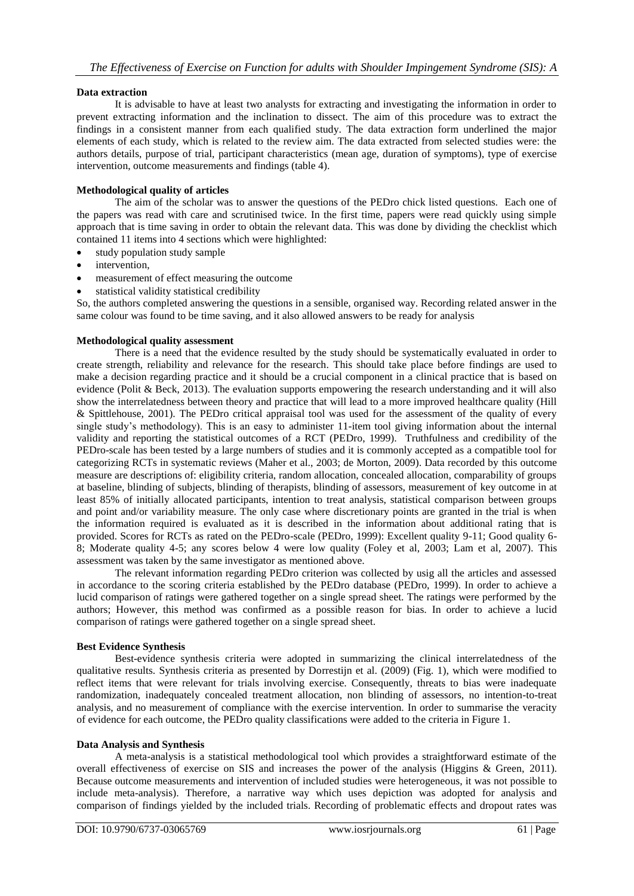**Data extraction**

It is advisable to have at least two analysts for extracting and investigating the information in order to prevent extracting information and the inclination to dissect. The aim of this procedure was to extract the findings in a consistent manner from each qualified study. The data extraction form underlined the major elements of each study, which is related to the review aim. The data extracted from selected studies were: the authors details, purpose of trial, participant characteristics (mean age, duration of symptoms), type of exercise intervention, outcome measurements and findings (table 4).

**Methodological quality of articles**

The aim of the scholar was to answer the questions of the PEDro chick listed questions. Each one of the papers was read with care and scrutinised twice. In the first time, papers were read quickly using simple approach that is time saving in order to obtain the relevant data. This was done by dividing the checklist which contained 11 items into 4 sections which were highlighted:

- study population study sample
- intervention,
- measurement of effect measuring the outcome
- statistical validity statistical credibility

So, the authors completed answering the questions in a sensible, organised way. Recording related answer in the same colour was found to be time saving, and it also allowed answers to be ready for analysis

**Methodological quality assessment**

There is a need that the evidence resulted by the study should be systematically evaluated in order to create strength, reliability and relevance for the research. This should take place before findings are used to make a decision regarding practice and it should be a crucial component in a clinical practice that is based on evidence (Polit & Beck, 2013). The evaluation supports empowering the research understanding and it will also show the interrelatedness between theory and practice that will lead to a more improved healthcare quality (Hill & Spittlehouse, 2001). The PEDro critical appraisal tool was used for the assessment of the quality of every single study's methodology). This is an easy to administer 11-item tool giving information about the internal validity and reporting the statistical outcomes of a RCT (PEDro, 1999). Truthfulness and credibility of the PEDro-scale has been tested by a large numbers of studies and it is commonly accepted as a compatible tool for categorizing RCTs in systematic reviews (Maher et al., 2003; de Morton, 2009). Data recorded by this outcome measure are descriptions of: eligibility criteria, random allocation, concealed allocation, comparability of groups at baseline, blinding of subjects, blinding of therapists, blinding of assessors, measurement of key outcome in at least 85% of initially allocated participants, intention to treat analysis, statistical comparison between groups and point and/or variability measure. The only case where discretionary points are granted in the trial is when the information required is evaluated as it is described in the information about additional rating that is provided. Scores for RCTs as rated on the PEDro-scale (PEDro, 1999): Excellent quality 9-11; Good quality 6-8; Moderate quality 4-5; any scores below 4 were low quality (Foley et al, 2003; Lam et al, 2007). This assessment was taken by the same investigator as mentioned above.

The relevant information regarding PEDro criterion was collected by usig all the articles and assessed in accordance to the scoring criteria established by the PEDro database (PEDro, 1999). In order to achieve a lucid comparison of ratings were gathered together on a single spread sheet. The ratings were performed by the authors; However, this method was confirmed as a possible reason for bias. In order to achieve a lucid comparison of ratings were gathered together on a single spread sheet.

**Best Evidence Synthesis**

Best-evidence synthesis criteria were adopted in summarizing the clinical interrelatedness of the qualitative results. Synthesis criteria as presented by Dorrestijn et al. (2009) (Fig. 1), which were modified to reflect items that were relevant for trials involving exercise. Consequently, threats to bias were inadequate randomization, inadequately concealed treatment allocation, non blinding of assessors, no intention-to-treat analysis, and no measurement of compliance with the exercise intervention. In order to summarise the veracity of evidence for each outcome, the PEDro quality classifications were added to the criteria in Figure 1.

**Data Analysis and Synthesis**

A meta-analysis is a statistical methodological tool which provides a straightforward estimate of the overall effectiveness of exercise on SIS and increases the power of the analysis (Higgins & Green, 2011). Because outcome measurements and intervention of included studies were heterogeneous, it was not possible to include meta-analysis). Therefore, a narrative way which uses depiction was adopted for analysis and comparison of findings yielded by the included trials. Recording of problematic effects and dropout rates was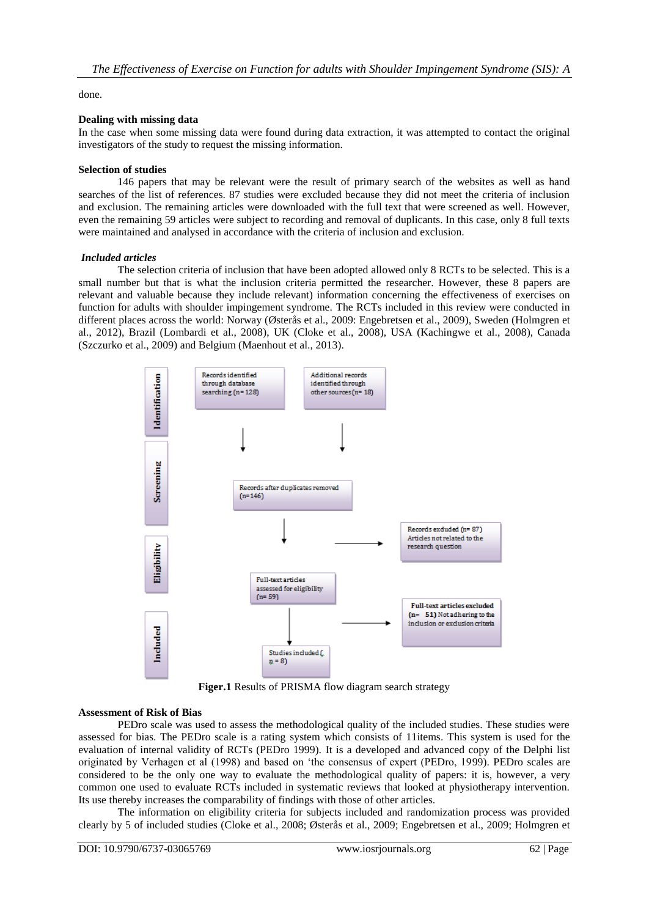done.

**Dealing with missing data**

In the case when some missing data were found during data extraction, it was attempted to contact the original investigators of the study to request the missing information.

**Selection of studies**

146 papers that may be relevant were the result of primary search of the websites as well as hand searches of the list of references. 87 studies were excluded because they did not meet the criteria of inclusion and exclusion. The remaining articles were downloaded with the full text that were screened as well. However, even the remaining 59 articles were subject to recording and removal of duplicants. In this case, only 8 full texts were maintained and analysed in accordance with the criteria of inclusion and exclusion.

***Included articles***

The selection criteria of inclusion that have been adopted allowed only 8 RCTs to be selected. This is a small number but that is what the inclusion criteria permitted the researcher. However, these 8 papers are relevant and valuable because they include relevant) information concerning the effectiveness of exercises on function for adults with shoulder impingement syndrome. The RCTs included in this review were conducted in different places across the world: Norway (Østerås et al., 2009: Engebretsen et al., 2009), Sweden (Holmgren et al., 2012), Brazil (Lombardi et al., 2008), UK (Cloke et al., 2008), USA (Kachingwe et al., 2008), Canada (Szczurko et al., 2009) and Belgium (Maenhout et al., 2013).

Identification

Records identified through database searching (n= 128)

Additional records identified through other sources (n= 18)

Screening

Records after duplicates removed (n=146)

Records excluded (n= 87) Articles not related to the research question

Eligibility

Full-text articles assessed for eligibility (n= 59)

Full-text articles excluded (n= 51) Not adhering to the inclusion or exclusion criteria

Included

Studies included (, n = 8)

**Figer.1** Results of PRISMA flow diagram search strategy

**Assessment of Risk of Bias**

PEDro scale was used to assess the methodological quality of the included studies. These studies were assessed for bias. The PEDro scale is a rating system which consists of 11items. This system is used for the evaluation of internal validity of RCTs (PEDro 1999). It is a developed and advanced copy of the Delphi list originated by Verhagen et al (1998) and based on 'the consensus of expert (PEDro, 1999). PEDro scales are considered to be the only one way to evaluate the methodological quality of papers: it is, however, a very common one used to evaluate RCTs included in systematic reviews that looked at physiotherapy intervention. Its use thereby increases the comparability of findings with those of other articles.

The information on eligibility criteria for subjects included and randomization process was provided clearly by 5 of included studies (Cloke et al., 2008; Østerås et al., 2009; Engebretsen et al., 2009; Holmgren et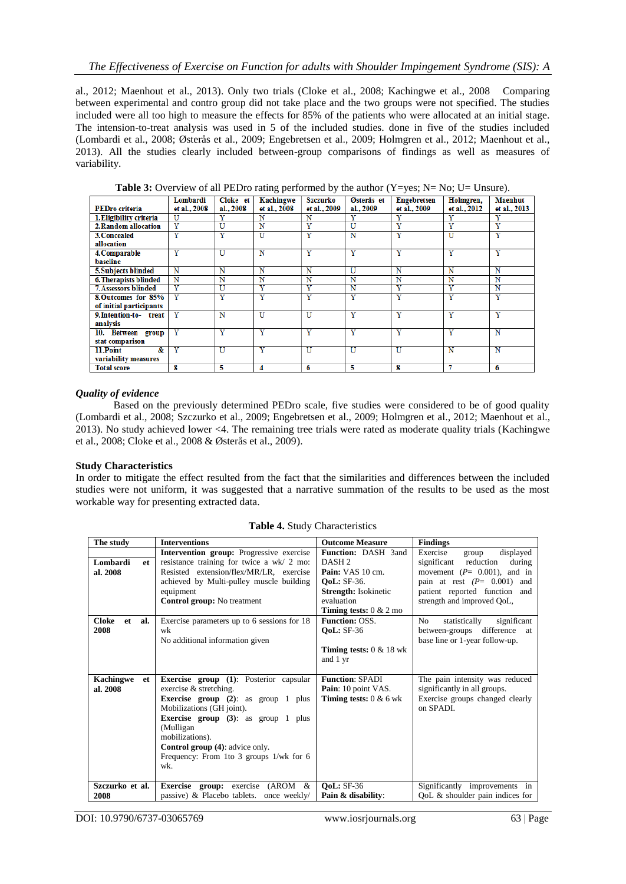al., 2012; Maenhout et al., 2013). Only two trials (Cloke et al., 2008; Kachingwe et al., 2008 Comparing between experimental and contro group did not take place and the two groups were not specified. The studies included were all too high to measure the effects for 85% of the patients who were allocated at an initial stage. The intension-to-treat analysis was used in 5 of the included studies. done in five of the studies included (Lombardi et al., 2008; Østerås et al., 2009; Engebretsen et al., 2009; Holmgren et al., 2012; Maenhout et al., 2013). All the studies clearly included between-group comparisons of findings as well as measures of variability.

**Table 3:** Overview of all PEDro rating performed by the author (Y=yes; N= No; U= Unsure).

| PEDro criteria | Lombardi et al., 2008 | Cloke et al., 2008 | Kachingwe et al., 2008 | Szczurko et al., 2009 | Østerås et al., 2009 | Engebretsen et al., 2009 | Holmgren, et al., 2012 | Maenhut et al., 2013 |
|---|---|---|---|---|---|---|---|---|
| 1.Eligibility criteria | U | Y | N | N | Y | Y | Y | Y |
| 2.Random allocation | Y | U | N | Y | U | Y | Y | Y |
| 3.Concealed allocation | Y | Y | U | Y | N | Y | U | Y |
| 4.Comparable baseline | Y | U | N | Y | Y | Y | Y | Y |
| 5.Subjects blinded | N | N | N | N | U | N | N | N |
| 6.Therapists blinded | N | N | N | N | N | N | N | N |
| 7.Assessors blinded | Y | U | Y | Y | N | Y | Y | N |
| 8.Outcomes for 85% of initial participants | Y | Y | Y | Y | Y | Y | Y | Y |
| 9.Intention-to- treat analysis | Y | N | U | U | Y | Y | Y | Y |
| 10. Between group stat comparison | Y | Y | Y | Y | Y | Y | Y | N |
| 11.Point & variability measures | Y | U | Y | U | U | U | N | N |
| Total score | 8 | 5 | 4 | 6 | 5 | 8 | 7 | 6 |

### *Quality of evidence*

Based on the previously determined PEDro scale, five studies were considered to be of good quality (Lombardi et al., 2008; Szczurko et al., 2009; Engebretsen et al., 2009; Holmgren et al., 2012; Maenhout et al., 2013). No study achieved lower <4. The remaining tree trials were rated as moderate quality trials (Kachingwe et al., 2008; Cloke et al., 2008 & Østerås et al., 2009).

### Study Characteristics

In order to mitigate the effect resulted from the fact that the similarities and differences between the included studies were not uniform, it was suggested that a narrative summation of the results to be used as the most workable way for presenting extracted data.

**Table 4.** Study Characteristics

| The study | Interventions | Outcome Measure | Findings |
|---|---|---|---|
| **Lombardi et al. 2008** | **Intervention group:** Progressive exercise resistance training for twice a wk/ 2 mo: Resisted extension/flex/MR/LR, exercise achieved by Multi-pulley muscle building equipment<br>**Control group:** No treatment | **Function:** DASH 3and DASH 2<br>**Pain:** VAS 10 cm.<br>**QoL:** SF-36.<br>**Strength:** Isokinetic evaluation<br>**Timing tests:** 0 & 2 mo | Exercise group displayed significant reduction during movement ($P$= 0.001), and in pain at rest ($P$= 0.001) and patient reported function and strength and improved QoL, |
| **Cloke et al. 2008** | Exercise parameters up to 6 sessions for 18 wk<br>No additional information given | **Function:** OSS.<br>**QoL:** SF-36<br>**Timing tests:** 0 & 18 wk and 1 yr | No statistically significant between-groups difference at base line or 1-year follow-up. |
| **Kachingwe et al. 2008** | **Exercise group (1):** Posterior capsular exercise & stretching.<br>**Exercise group (2):** as group 1 plus Mobilizations (GH joint).<br>**Exercise group (3):** as group 1 plus (Mulligan mobilizations).<br>**Control group (4):** advice only.<br>Frequency: From 1to 3 groups 1/wk for 6 wk. | **Function:** SPADI<br>**Pain:** 10 point VAS.<br>**Timing tests:** 0 & 6 wk | The pain intensity was reduced significantly in all groups.<br>Exercise groups changed clearly on SPADI. |
| **Szczurko et al. 2008** | **Exercise group:** exercise (AROM & passive) & Placebo tablets. once weekly/ | **QoL:** SF-36<br>**Pain & disability:** | Significantly improvements in QoL & shoulder pain indices for |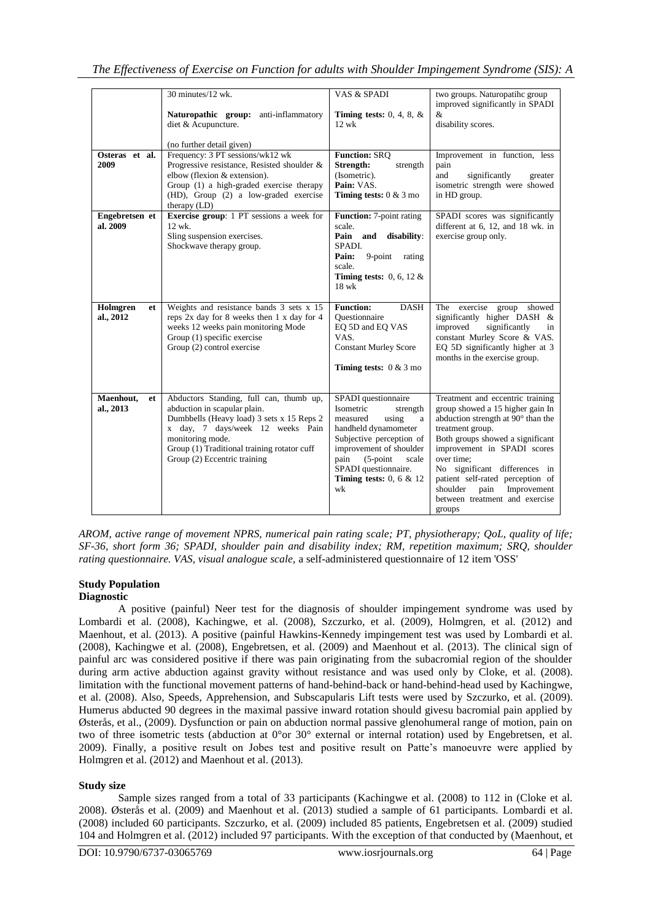| | 30 minutes/12 wk.<br><br>**Naturopathic group:** anti-inflammatory diet & Acupuncture.<br><br>(no further detail given) | VAS & SPADI<br><br>**Timing tests:** 0, 4, 8, & 12 wk | two groups. Naturopatihc group improved significantly in SPADI & disability scores. |
|---|---|---|---|
| **Osteras et al. 2009** | Frequency: 3 PT sessions/wk12 wk<br>Progressive resistance, Resisted shoulder & elbow (flexion & extension).<br>Group (1) a high-graded exercise therapy (HD), Group (2) a low-graded exercise therapy (LD) | **Function:** SRQ<br>**Strength:** strength (Isometric).<br>**Pain:** VAS.<br>**Timing tests:** 0 & 3 mo | Improvement in function, less pain and significantly greater isometric strength were showed in HD group. |
| **Engebretsen et al. 2009** | **Exercise group**: 1 PT sessions a week for 12 wk.<br>Sling suspension exercises.<br>Shockwave therapy group. | **Function:** 7-point rating scale.<br>**Pain and disability**: SPADI.<br>**Pain:** 9-point rating scale.<br>**Timing tests:** 0, 6, 12 & 18 wk | SPADI scores was significantly different at 6, 12, and 18 wk. in exercise group only. |
| **Holmgren et al., 2012** | Weights and resistance bands 3 sets x 15 reps 2x day for 8 weeks then 1 x day for 4 weeks 12 weeks pain monitoring Mode<br>Group (1) specific exercise<br>Group (2) control exercise | **Function:** DASH Questionnaire<br>EQ 5D and EQ VAS<br>VAS.<br>Constant Murley Score<br><br>**Timing tests:** 0 & 3 mo | The exercise group showed significantly higher DASH & improved significantly in constant Murley Score & VAS. EQ 5D significantly higher at 3 months in the exercise group. |
| **Maenhout, et al., 2013** | Abductors Standing, full can, thumb up, abduction in scapular plain.<br>Dumbbells (Heavy load) 3 sets x 15 Reps 2 x day, 7 days/week 12 weeks Pain monitoring mode.<br>Group (1) Traditional training rotator cuff<br>Group (2) Eccentric training | SPADI questionnaire<br>Isometric strength measured using a handheld dynamometer<br>Subjective perception of improvement of shoulder pain (5-point scale SPADI questionnaire.<br>**Timing tests:** 0, 6 & 12 wk | Treatment and eccentric training group showed a 15 higher gain In abduction strength at 90° than the treatment group.<br>Both groups showed a significant improvement in SPADI scores over time;<br>No significant differences in patient self-rated perception of shoulder pain Improvement between treatment and exercise groups |

*AROM, active range of movement NPRS, numerical pain rating scale; PT, physiotherapy; QoL, quality of life; SF-36, short form 36; SPADI, shoulder pain and disability index; RM, repetition maximum; SRQ, shoulder rating questionnaire. VAS, visual analogue scale,* a self-administered questionnaire of 12 item 'OSS'

## Study Population

### Diagnostic

A positive (painful) Neer test for the diagnosis of shoulder impingement syndrome was used by Lombardi et al. (2008), Kachingwe, et al. (2008), Szczurko, et al. (2009), Holmgren, et al. (2012) and Maenhout, et al. (2013). A positive (painful Hawkins-Kennedy impingement test was used by Lombardi et al. (2008), Kachingwe et al. (2008), Engebretsen, et al. (2009) and Maenhout et al. (2013). The clinical sign of painful arc was considered positive if there was pain originating from the subacromial region of the shoulder during arm active abduction against gravity without resistance and was used only by Cloke, et al. (2008). limitation with the functional movement patterns of hand-behind-back or hand-behind-head used by Kachingwe, et al. (2008). Also, Speeds, Apprehension, and Subscapularis Lift tests were used by Szczurko, et al. (2009). Humerus abducted 90 degrees in the maximal passive inward rotation should givesu bacromial pain applied by Østerås, et al., (2009). Dysfunction or pain on abduction normal passive glenohumeral range of motion, pain on two of three isometric tests (abduction at 0°or 30° external or internal rotation) used by Engebretsen, et al. 2009). Finally, a positive result on Jobes test and positive result on Patte's manoeuvre were applied by Holmgren et al. (2012) and Maenhout et al. (2013).

### Study size

Sample sizes ranged from a total of 33 participants (Kachingwe et al. (2008) to 112 in (Cloke et al. 2008). Østerås et al. (2009) and Maenhout et al. (2013) studied a sample of 61 participants. Lombardi et al. (2008) included 60 participants. Szczurko, et al. (2009) included 85 patients, Engebretsen et al. (2009) studied 104 and Holmgren et al. (2012) included 97 participants. With the exception of that conducted by (Maenhout, et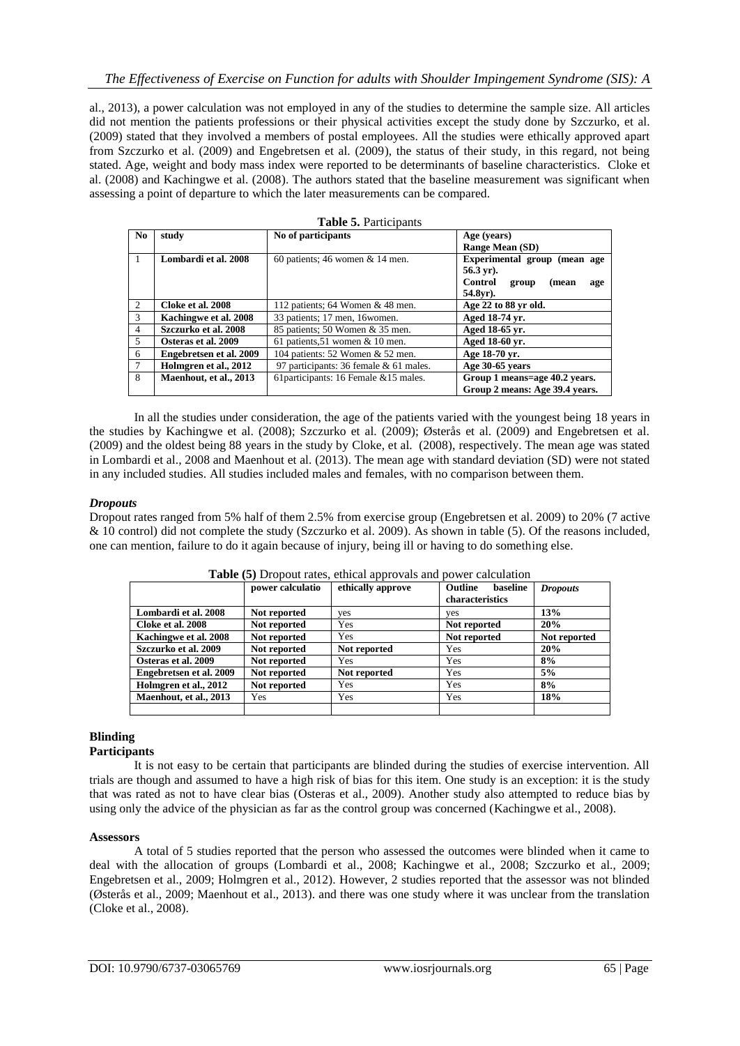al., 2013), a power calculation was not employed in any of the studies to determine the sample size. All articles did not mention the patients professions or their physical activities except the study done by Szczurko, et al. (2009) stated that they involved a members of postal employees. All the studies were ethically approved apart from Szczurko et al. (2009) and Engebretsen et al. (2009), the status of their study, in this regard, not being stated. Age, weight and body mass index were reported to be determinants of baseline characteristics. Cloke et al. (2008) and Kachingwe et al. (2008). The authors stated that the baseline measurement was significant when assessing a point of departure to which the later measurements can be compared.

**Table 5.** Participants

| No | study | No of participants | Age (years) Range Mean (SD) |
|---|---|---|---|
| 1 | **Lombardi et al. 2008** | 60 patients; 46 women & 14 men. | **Experimental group (mean age 56.3 yr).** **Control group (mean age 54.8yr).** |
| 2 | **Cloke et al. 2008** | 112 patients; 64 Women & 48 men. | **Age 22 to 88 yr old.** |
| 3 | **Kachingwe et al. 2008** | 33 patients; 17 men, 16women. | **Aged 18-74 yr.** |
| 4 | **Szczurko et al. 2008** | 85 patients; 50 Women & 35 men. | **Aged 18-65 yr.** |
| 5 | **Osteras et al. 2009** | 61 patients,51 women & 10 men. | **Aged 18-60 yr.** |
| 6 | **Engebretsen et al. 2009** | 104 patients: 52 Women & 52 men. | **Age 18-70 yr.** |
| 7 | **Holmgren et al., 2012** | 97 participants: 36 female & 61 males. | **Age 30-65 years** |
| 8 | **Maenhout, et al., 2013** | 61participants: 16 Female &15 males. | **Group 1 means=age 40.2 years.** **Group 2 means: Age 39.4 years.** |

In all the studies under consideration, the age of the patients varied with the youngest being 18 years in the studies by Kachingwe et al. (2008); Szczurko et al. (2009); Østerås et al. (2009) and Engebretsen et al. (2009) and the oldest being 88 years in the study by Cloke, et al. (2008), respectively. The mean age was stated in Lombardi et al., 2008 and Maenhout et al. (2013). The mean age with standard deviation (SD) were not stated in any included studies. All studies included males and females, with no comparison between them.

### *Dropouts*

Dropout rates ranged from 5% half of them 2.5% from exercise group (Engebretsen et al. 2009) to 20% (7 active & 10 control) did not complete the study (Szczurko et al. 2009). As shown in table (5). Of the reasons included, one can mention, failure to do it again because of injury, being ill or having to do something else.

**Table (5)** Dropout rates, ethical approvals and power calculation

| | power calculatio | ethically approve | Outline baseline characteristics | *Dropouts* |
|---|---|---|---|---|
| **Lombardi et al. 2008** | **Not reported** | yes | yes | **13%** |
| **Cloke et al. 2008** | **Not reported** | Yes | **Not reported** | **20%** |
| **Kachingwe et al. 2008** | **Not reported** | Yes | **Not reported** | **Not reported** |
| **Szczurko et al. 2009** | **Not reported** | **Not reported** | Yes | **20%** |
| **Osteras et al. 2009** | **Not reported** | Yes | Yes | **8%** |
| **Engebretsen et al. 2009** | **Not reported** | **Not reported** | Yes | **5%** |
| **Holmgren et al., 2012** | **Not reported** | Yes | Yes | **8%** |
| **Maenhout, et al., 2013** | Yes | Yes | Yes | **18%** |
| | | | | |

## Blinding

### Participants

It is not easy to be certain that participants are blinded during the studies of exercise intervention. All trials are though and assumed to have a high risk of bias for this item. One study is an exception: it is the study that was rated as not to have clear bias (Osteras et al., 2009). Another study also attempted to reduce bias by using only the advice of the physician as far as the control group was concerned (Kachingwe et al., 2008).

### Assessors

A total of 5 studies reported that the person who assessed the outcomes were blinded when it came to deal with the allocation of groups (Lombardi et al., 2008; Kachingwe et al., 2008; Szczurko et al., 2009; Engebretsen et al., 2009; Holmgren et al., 2012). However, 2 studies reported that the assessor was not blinded (Østerås et al., 2009; Maenhout et al., 2013). and there was one study where it was unclear from the translation (Cloke et al., 2008).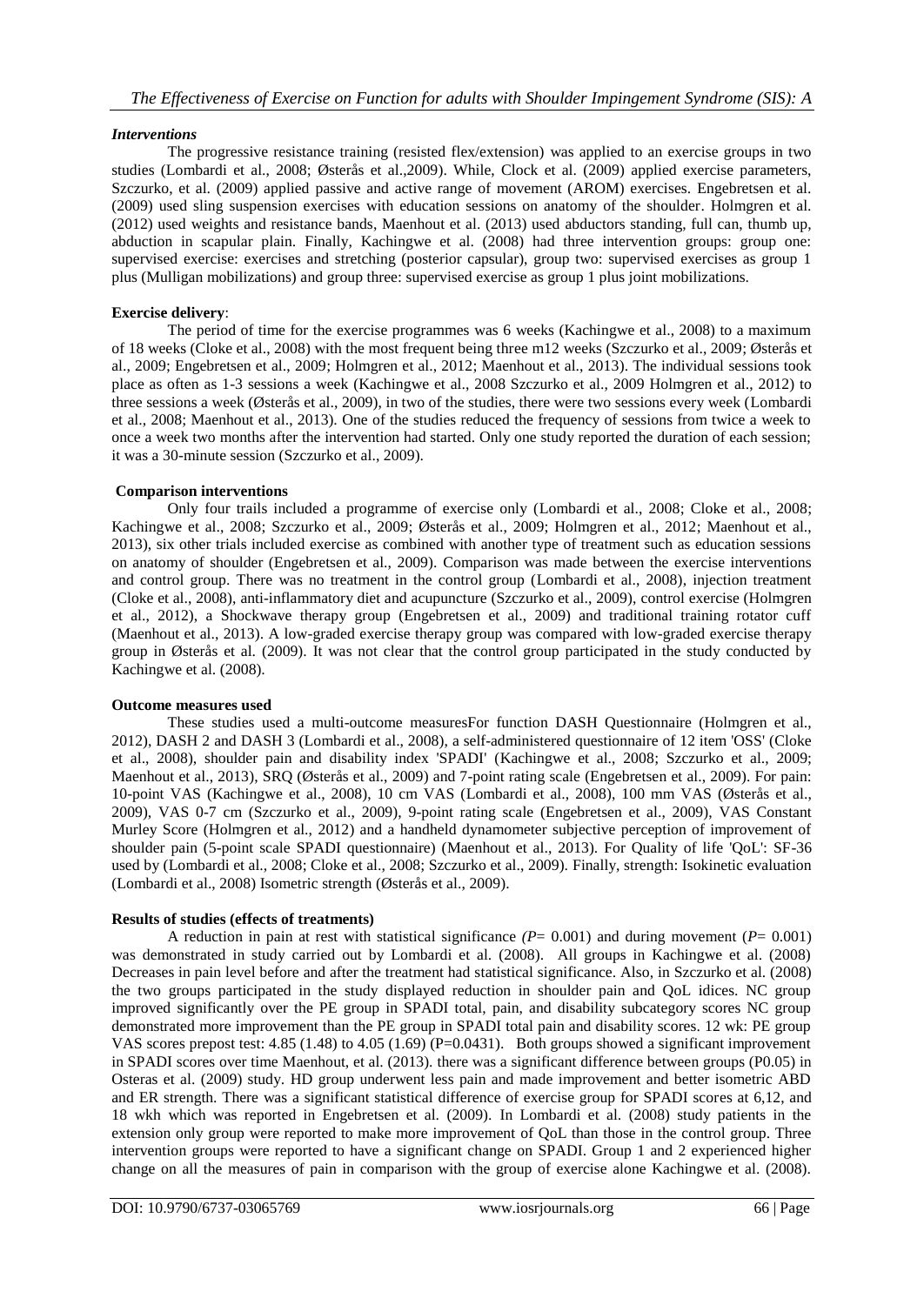### *Interventions*

The progressive resistance training (resisted flex/extension) was applied to an exercise groups in two studies (Lombardi et al., 2008; Østerås et al.,2009). While, Clock et al. (2009) applied exercise parameters, Szczurko, et al. (2009) applied passive and active range of movement (AROM) exercises. Engebretsen et al. (2009) used sling suspension exercises with education sessions on anatomy of the shoulder. Holmgren et al. (2012) used weights and resistance bands, Maenhout et al. (2013) used abductors standing, full can, thumb up, abduction in scapular plain. Finally, Kachingwe et al. (2008) had three intervention groups: group one: supervised exercise: exercises and stretching (posterior capsular), group two: supervised exercises as group 1 plus (Mulligan mobilizations) and group three: supervised exercise as group 1 plus joint mobilizations.

### **Exercise delivery**:

The period of time for the exercise programmes was 6 weeks (Kachingwe et al., 2008) to a maximum of 18 weeks (Cloke et al., 2008) with the most frequent being three m12 weeks (Szczurko et al., 2009; Østerås et al., 2009; Engebretsen et al., 2009; Holmgren et al., 2012; Maenhout et al., 2013). The individual sessions took place as often as 1-3 sessions a week (Kachingwe et al., 2008 Szczurko et al., 2009 Holmgren et al., 2012) to three sessions a week (Østerås et al., 2009), in two of the studies, there were two sessions every week (Lombardi et al., 2008; Maenhout et al., 2013). One of the studies reduced the frequency of sessions from twice a week to once a week two months after the intervention had started. Only one study reported the duration of each session; it was a 30-minute session (Szczurko et al., 2009).

### **Comparison interventions**

Only four trails included a programme of exercise only (Lombardi et al., 2008; Cloke et al., 2008; Kachingwe et al., 2008; Szczurko et al., 2009; Østerås et al., 2009; Holmgren et al., 2012; Maenhout et al., 2013), six other trials included exercise as combined with another type of treatment such as education sessions on anatomy of shoulder (Engebretsen et al., 2009). Comparison was made between the exercise interventions and control group. There was no treatment in the control group (Lombardi et al., 2008), injection treatment (Cloke et al., 2008), anti-inflammatory diet and acupuncture (Szczurko et al., 2009), control exercise (Holmgren et al., 2012), a Shockwave therapy group (Engebretsen et al., 2009) and traditional training rotator cuff (Maenhout et al., 2013). A low-graded exercise therapy group was compared with low-graded exercise therapy group in Østerås et al. (2009). It was not clear that the control group participated in the study conducted by Kachingwe et al. (2008).

### **Outcome measures used**

These studies used a multi-outcome measuresFor function DASH Questionnaire (Holmgren et al., 2012), DASH 2 and DASH 3 (Lombardi et al., 2008), a self-administered questionnaire of 12 item 'OSS' (Cloke et al., 2008), shoulder pain and disability index 'SPADI' (Kachingwe et al., 2008; Szczurko et al., 2009; Maenhout et al., 2013), SRQ (Østerås et al., 2009) and 7-point rating scale (Engebretsen et al., 2009). For pain: 10-point VAS (Kachingwe et al., 2008), 10 cm VAS (Lombardi et al., 2008), 100 mm VAS (Østerås et al., 2009), VAS 0-7 cm (Szczurko et al., 2009), 9-point rating scale (Engebretsen et al., 2009), VAS Constant Murley Score (Holmgren et al., 2012) and a handheld dynamometer subjective perception of improvement of shoulder pain (5-point scale SPADI questionnaire) (Maenhout et al., 2013). For Quality of life 'QoL': SF-36 used by (Lombardi et al., 2008; Cloke et al., 2008; Szczurko et al., 2009). Finally, strength: Isokinetic evaluation (Lombardi et al., 2008) Isometric strength (Østerås et al., 2009).

### **Results of studies (effects of treatments)**

A reduction in pain at rest with statistical significance *(P*= 0.001) and during movement (*P*= 0.001) was demonstrated in study carried out by Lombardi et al. (2008). All groups in Kachingwe et al. (2008) Decreases in pain level before and after the treatment had statistical significance. Also, in Szczurko et al. (2008) the two groups participated in the study displayed reduction in shoulder pain and QoL idices. NC group improved significantly over the PE group in SPADI total, pain, and disability subcategory scores NC group demonstrated more improvement than the PE group in SPADI total pain and disability scores. 12 wk: PE group VAS scores prepost test: 4.85 (1.48) to 4.05 (1.69) (P=0.0431). Both groups showed a significant improvement in SPADI scores over time Maenhout, et al. (2013). there was a significant difference between groups (P0.05) in Osteras et al. (2009) study. HD group underwent less pain and made improvement and better isometric ABD and ER strength. There was a significant statistical difference of exercise group for SPADI scores at 6,12, and 18 wkh which was reported in Engebretsen et al. (2009). In Lombardi et al. (2008) study patients in the extension only group were reported to make more improvement of QoL than those in the control group. Three intervention groups were reported to have a significant change on SPADI. Group 1 and 2 experienced higher change on all the measures of pain in comparison with the group of exercise alone Kachingwe et al. (2008).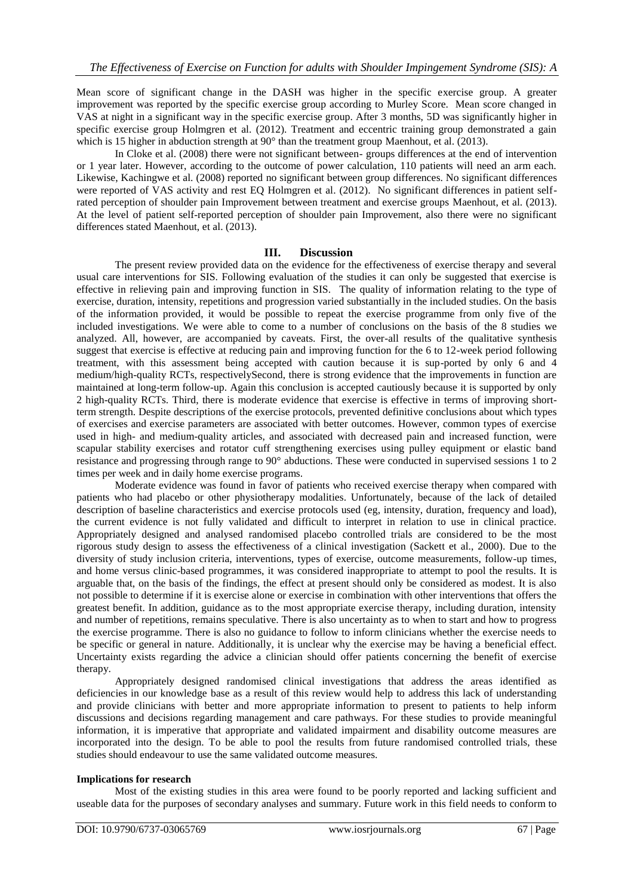Mean score of significant change in the DASH was higher in the specific exercise group. A greater improvement was reported by the specific exercise group according to Murley Score. Mean score changed in VAS at night in a significant way in the specific exercise group. After 3 months, 5D was significantly higher in specific exercise group Holmgren et al. (2012). Treatment and eccentric training group demonstrated a gain which is 15 higher in abduction strength at 90° than the treatment group Maenhout, et al. (2013).

In Cloke et al. (2008) there were not significant between- groups differences at the end of intervention or 1 year later. However, according to the outcome of power calculation, 110 patients will need an arm each. Likewise, Kachingwe et al. (2008) reported no significant between group differences. No significant differences were reported of VAS activity and rest EQ Holmgren et al. (2012). No significant differences in patient self-rated perception of shoulder pain Improvement between treatment and exercise groups Maenhout, et al. (2013). At the level of patient self-reported perception of shoulder pain Improvement, also there were no significant differences stated Maenhout, et al. (2013).

## III. Discussion

The present review provided data on the evidence for the effectiveness of exercise therapy and several usual care interventions for SIS. Following evaluation of the studies it can only be suggested that exercise is effective in relieving pain and improving function in SIS. The quality of information relating to the type of exercise, duration, intensity, repetitions and progression varied substantially in the included studies. On the basis of the information provided, it would be possible to repeat the exercise programme from only five of the included investigations. We were able to come to a number of conclusions on the basis of the 8 studies we analyzed. All, however, are accompanied by caveats. First, the over-all results of the qualitative synthesis suggest that exercise is effective at reducing pain and improving function for the 6 to 12-week period following treatment, with this assessment being accepted with caution because it is sup-ported by only 6 and 4 medium/high-quality RCTs, respectivelySecond, there is strong evidence that the improvements in function are maintained at long-term follow-up. Again this conclusion is accepted cautiously because it is supported by only 2 high-quality RCTs. Third, there is moderate evidence that exercise is effective in terms of improving short-term strength. Despite descriptions of the exercise protocols, prevented definitive conclusions about which types of exercises and exercise parameters are associated with better outcomes. However, common types of exercise used in high- and medium-quality articles, and associated with decreased pain and increased function, were scapular stability exercises and rotator cuff strengthening exercises using pulley equipment or elastic band resistance and progressing through range to 90° abductions. These were conducted in supervised sessions 1 to 2 times per week and in daily home exercise programs.

Moderate evidence was found in favor of patients who received exercise therapy when compared with patients who had placebo or other physiotherapy modalities. Unfortunately, because of the lack of detailed description of baseline characteristics and exercise protocols used (eg, intensity, duration, frequency and load), the current evidence is not fully validated and difficult to interpret in relation to use in clinical practice. Appropriately designed and analysed randomised placebo controlled trials are considered to be the most rigorous study design to assess the effectiveness of a clinical investigation (Sackett et al., 2000). Due to the diversity of study inclusion criteria, interventions, types of exercise, outcome measurements, follow-up times, and home versus clinic-based programmes, it was considered inappropriate to attempt to pool the results. It is arguable that, on the basis of the findings, the effect at present should only be considered as modest. It is also not possible to determine if it is exercise alone or exercise in combination with other interventions that offers the greatest benefit. In addition, guidance as to the most appropriate exercise therapy, including duration, intensity and number of repetitions, remains speculative. There is also uncertainty as to when to start and how to progress the exercise programme. There is also no guidance to follow to inform clinicians whether the exercise needs to be specific or general in nature. Additionally, it is unclear why the exercise may be having a beneficial effect. Uncertainty exists regarding the advice a clinician should offer patients concerning the benefit of exercise therapy.

Appropriately designed randomised clinical investigations that address the areas identified as deficiencies in our knowledge base as a result of this review would help to address this lack of understanding and provide clinicians with better and more appropriate information to present to patients to help inform discussions and decisions regarding management and care pathways. For these studies to provide meaningful information, it is imperative that appropriate and validated impairment and disability outcome measures are incorporated into the design. To be able to pool the results from future randomised controlled trials, these studies should endeavour to use the same validated outcome measures.

**Implications for research**

Most of the existing studies in this area were found to be poorly reported and lacking sufficient and useable data for the purposes of secondary analyses and summary. Future work in this field needs to conform to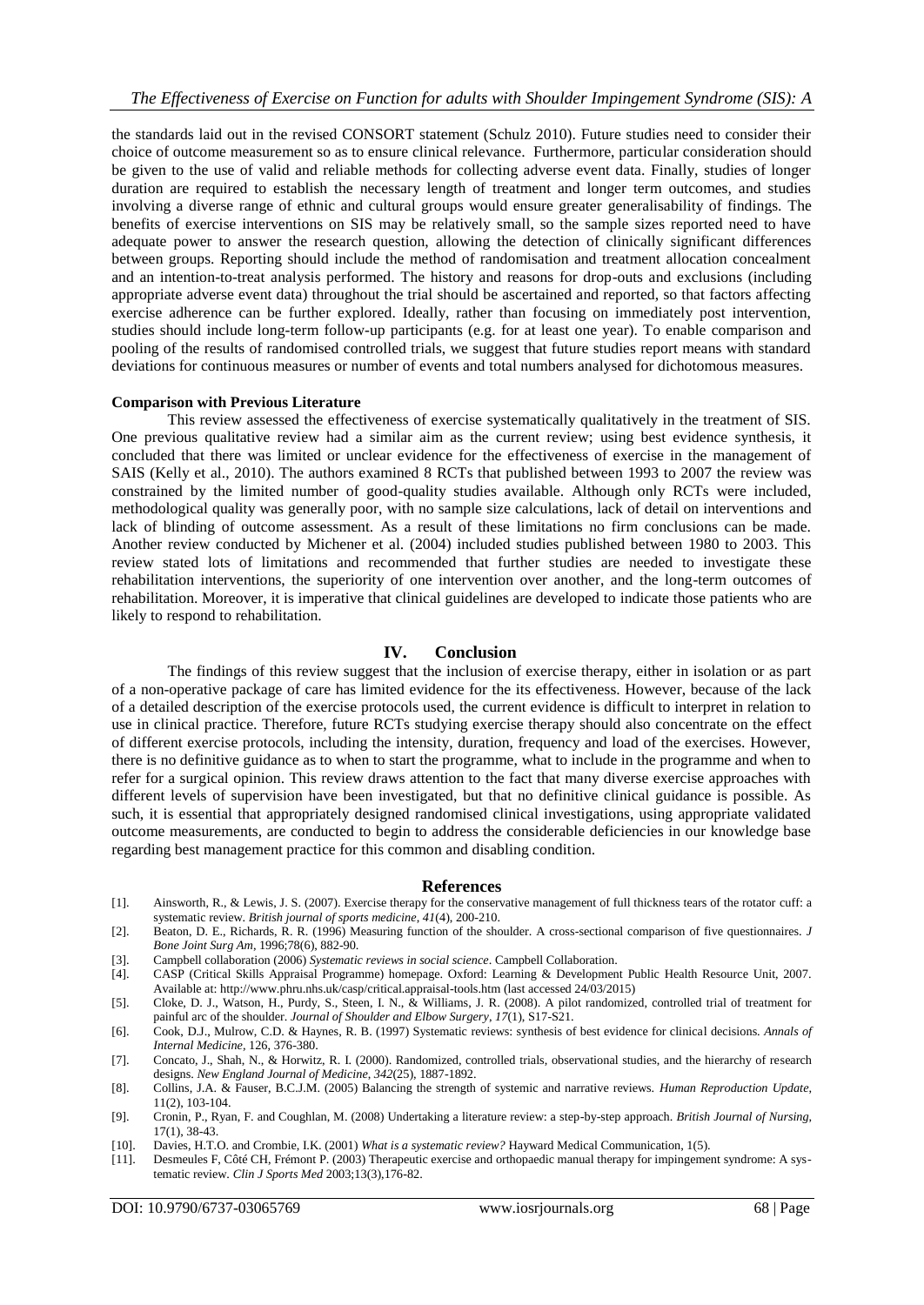the standards laid out in the revised CONSORT statement (Schulz 2010). Future studies need to consider their choice of outcome measurement so as to ensure clinical relevance. Furthermore, particular consideration should be given to the use of valid and reliable methods for collecting adverse event data. Finally, studies of longer duration are required to establish the necessary length of treatment and longer term outcomes, and studies involving a diverse range of ethnic and cultural groups would ensure greater generalisability of findings. The benefits of exercise interventions on SIS may be relatively small, so the sample sizes reported need to have adequate power to answer the research question, allowing the detection of clinically significant differences between groups. Reporting should include the method of randomisation and treatment allocation concealment and an intention-to-treat analysis performed. The history and reasons for drop-outs and exclusions (including appropriate adverse event data) throughout the trial should be ascertained and reported, so that factors affecting exercise adherence can be further explored. Ideally, rather than focusing on immediately post intervention, studies should include long-term follow-up participants (e.g. for at least one year). To enable comparison and pooling of the results of randomised controlled trials, we suggest that future studies report means with standard deviations for continuous measures or number of events and total numbers analysed for dichotomous measures.

**Comparison with Previous Literature**

This review assessed the effectiveness of exercise systematically qualitatively in the treatment of SIS. One previous qualitative review had a similar aim as the current review; using best evidence synthesis, it concluded that there was limited or unclear evidence for the effectiveness of exercise in the management of SAIS (Kelly et al., 2010). The authors examined 8 RCTs that published between 1993 to 2007 the review was constrained by the limited number of good-quality studies available. Although only RCTs were included, methodological quality was generally poor, with no sample size calculations, lack of detail on interventions and lack of blinding of outcome assessment. As a result of these limitations no firm conclusions can be made. Another review conducted by Michener et al. (2004) included studies published between 1980 to 2003. This review stated lots of limitations and recommended that further studies are needed to investigate these rehabilitation interventions, the superiority of one intervention over another, and the long-term outcomes of rehabilitation. Moreover, it is imperative that clinical guidelines are developed to indicate those patients who are likely to respond to rehabilitation.

## IV. Conclusion

The findings of this review suggest that the inclusion of exercise therapy, either in isolation or as part of a non-operative package of care has limited evidence for the its effectiveness. However, because of the lack of a detailed description of the exercise protocols used, the current evidence is difficult to interpret in relation to use in clinical practice. Therefore, future RCTs studying exercise therapy should also concentrate on the effect of different exercise protocols, including the intensity, duration, frequency and load of the exercises. However, there is no definitive guidance as to when to start the programme, what to include in the programme and when to refer for a surgical opinion. This review draws attention to the fact that many diverse exercise approaches with different levels of supervision have been investigated, but that no definitive clinical guidance is possible. As such, it is essential that appropriately designed randomised clinical investigations, using appropriate validated outcome measurements, are conducted to begin to address the considerable deficiencies in our knowledge base regarding best management practice for this common and disabling condition.

## References

[1]. Ainsworth, R., & Lewis, J. S. (2007). Exercise therapy for the conservative management of full thickness tears of the rotator cuff: a systematic review. *British journal of sports medicine*, *41*(4), 200-210.

[2]. Beaton, D. E., Richards, R. R. (1996) Measuring function of the shoulder. A cross-sectional comparison of five questionnaires. *J Bone Joint Surg Am*, 1996;78(6), 882-90.

[3]. Campbell collaboration (2006) *Systematic reviews in social science*. Campbell Collaboration.

[4]. CASP (Critical Skills Appraisal Programme) homepage. Oxford: Learning & Development Public Health Resource Unit, 2007. Available at: http://www.phru.nhs.uk/casp/critical.appraisal-tools.htm (last accessed 24/03/2015)

[5]. Cloke, D. J., Watson, H., Purdy, S., Steen, I. N., & Williams, J. R. (2008). A pilot randomized, controlled trial of treatment for painful arc of the shoulder. *Journal of Shoulder and Elbow Surgery*, *17*(1), S17-S21.

[6]. Cook, D.J., Mulrow, C.D. & Haynes, R. B. (1997) Systematic reviews: synthesis of best evidence for clinical decisions. *Annals of Internal Medicine*, 126, 376-380.

[7]. Concato, J., Shah, N., & Horwitz, R. I. (2000). Randomized, controlled trials, observational studies, and the hierarchy of research designs. *New England Journal of Medicine*, *342*(25), 1887-1892.

[8]. Collins, J.A. & Fauser, B.C.J.M. (2005) Balancing the strength of systemic and narrative reviews. *Human Reproduction Update*, 11(2), 103-104.

[9]. Cronin, P., Ryan, F. and Coughlan, M. (2008) Undertaking a literature review: a step-by-step approach. *British Journal of Nursing*, 17(1), 38-43.

[10]. Davies, H.T.O. and Crombie, I.K. (2001) *What is a systematic review?* Hayward Medical Communication, 1(5).

[11]. Desmeules F, Côté CH, Frémont P. (2003) Therapeutic exercise and orthopaedic manual therapy for impingement syndrome: A systematic review. *Clin J Sports Med* 2003;13(3),176-82.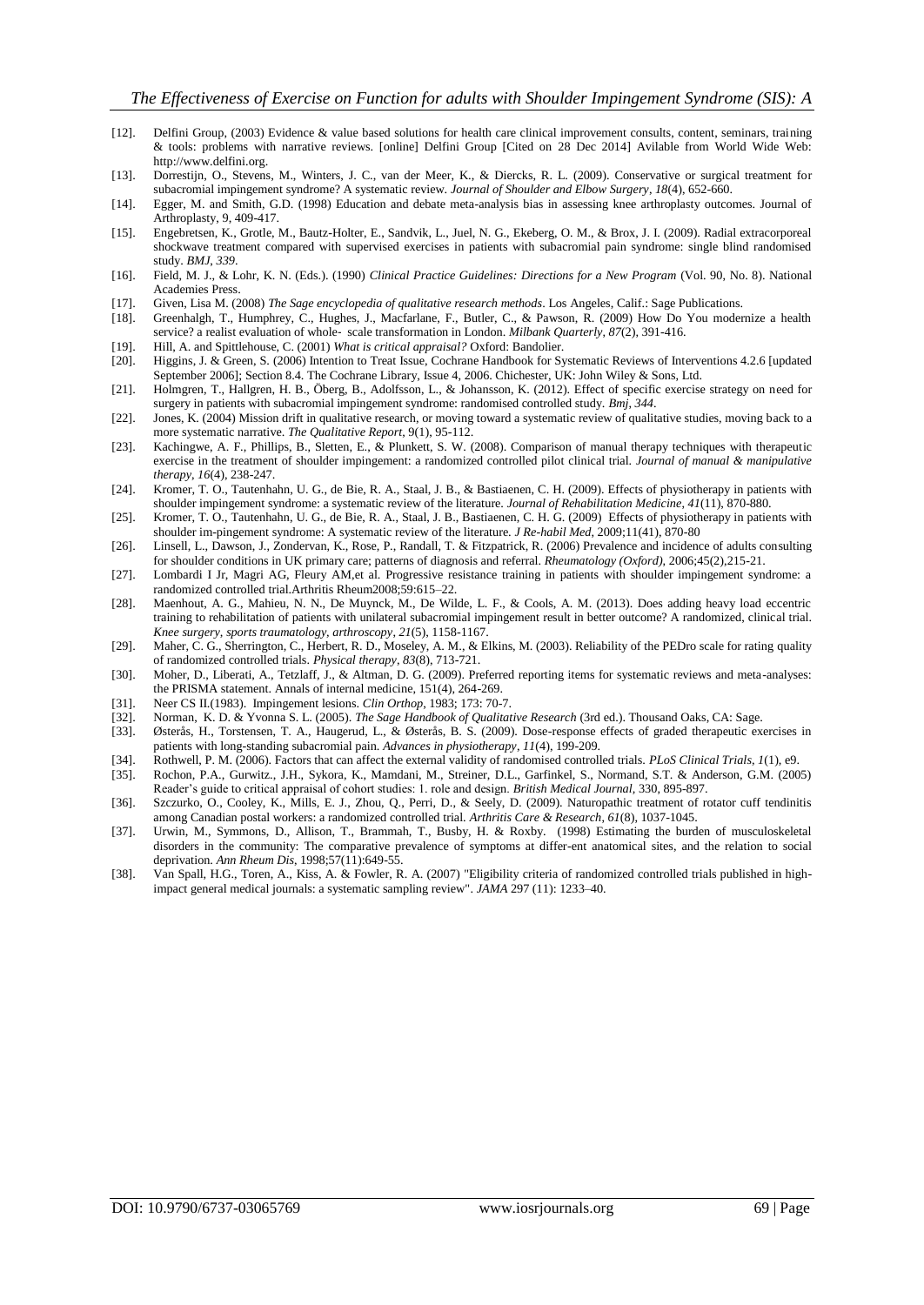[12]. Delfini Group, (2003) Evidence & value based solutions for health care clinical improvement consults, content, seminars, training & tools: problems with narrative reviews. [online] Delfini Group [Cited on 28 Dec 2014] Avilable from World Wide Web: http://www.delfini.org.

[13]. Dorrestijn, O., Stevens, M., Winters, J. C., van der Meer, K., & Diercks, R. L. (2009). Conservative or surgical treatment for subacromial impingement syndrome? A systematic review. *Journal of Shoulder and Elbow Surgery*, *18*(4), 652-660.

[14]. Egger, M. and Smith, G.D. (1998) Education and debate meta-analysis bias in assessing knee arthroplasty outcomes. Journal of Arthroplasty, 9, 409-417.

[15]. Engebretsen, K., Grotle, M., Bautz-Holter, E., Sandvik, L., Juel, N. G., Ekeberg, O. M., & Brox, J. I. (2009). Radial extracorporeal shockwave treatment compared with supervised exercises in patients with subacromial pain syndrome: single blind randomised study. *BMJ*, *339*.

[16]. Field, M. J., & Lohr, K. N. (Eds.). (1990) *Clinical Practice Guidelines: Directions for a New Program* (Vol. 90, No. 8). National Academies Press.

[17]. Given, Lisa M. (2008) *The Sage encyclopedia of qualitative research methods*. Los Angeles, Calif.: Sage Publications.

[18]. Greenhalgh, T., Humphrey, C., Hughes, J., Macfarlane, F., Butler, C., & Pawson, R. (2009) How Do You modernize a health service? a realist evaluation of whole‐ scale transformation in London. *Milbank Quarterly*, *87*(2), 391-416.

[19]. Hill, A. and Spittlehouse, C. (2001) *What is critical appraisal?* Oxford: Bandolier.

[20]. Higgins, J. & Green, S. (2006) Intention to Treat Issue, Cochrane Handbook for Systematic Reviews of Interventions 4.2.6 [updated September 2006]; Section 8.4. The Cochrane Library, Issue 4, 2006. Chichester, UK: John Wiley & Sons, Ltd.

[21]. Holmgren, T., Hallgren, H. B., Öberg, B., Adolfsson, L., & Johansson, K. (2012). Effect of specific exercise strategy on need for surgery in patients with subacromial impingement syndrome: randomised controlled study. *Bmj*, *344*.

[22]. Jones, K. (2004) Mission drift in qualitative research, or moving toward a systematic review of qualitative studies, moving back to a more systematic narrative. *The Qualitative Report*, 9(1), 95-112.

[23]. Kachingwe, A. F., Phillips, B., Sletten, E., & Plunkett, S. W. (2008). Comparison of manual therapy techniques with therapeutic exercise in the treatment of shoulder impingement: a randomized controlled pilot clinical trial. *Journal of manual & manipulative therapy*, *16*(4), 238-247.

[24]. Kromer, T. O., Tautenhahn, U. G., de Bie, R. A., Staal, J. B., & Bastiaenen, C. H. (2009). Effects of physiotherapy in patients with shoulder impingement syndrome: a systematic review of the literature. *Journal of Rehabilitation Medicine*, *41*(11), 870-880.

[25]. Kromer, T. O., Tautenhahn, U. G., de Bie, R. A., Staal, J. B., Bastiaenen, C. H. G. (2009) Effects of physiotherapy in patients with shoulder im-pingement syndrome: A systematic review of the literature. *J Re-habil Med*, 2009;11(41), 870-80

[26]. Linsell, L., Dawson, J., Zondervan, K., Rose, P., Randall, T. & Fitzpatrick, R. (2006) Prevalence and incidence of adults consulting for shoulder conditions in UK primary care; patterns of diagnosis and referral. *Rheumatology (Oxford)*, 2006;45(2),215-21.

[27]. Lombardi I Jr, Magri AG, Fleury AM,et al. Progressive resistance training in patients with shoulder impingement syndrome: a randomized controlled trial.Arthritis Rheum2008;59:615–22.

[28]. Maenhout, A. G., Mahieu, N. N., De Muynck, M., De Wilde, L. F., & Cools, A. M. (2013). Does adding heavy load eccentric training to rehabilitation of patients with unilateral subacromial impingement result in better outcome? A randomized, clinical trial. *Knee surgery, sports traumatology, arthroscopy*, *21*(5), 1158-1167.

[29]. Maher, C. G., Sherrington, C., Herbert, R. D., Moseley, A. M., & Elkins, M. (2003). Reliability of the PEDro scale for rating quality of randomized controlled trials. *Physical therapy*, *83*(8), 713-721.

[30]. Moher, D., Liberati, A., Tetzlaff, J., & Altman, D. G. (2009). Preferred reporting items for systematic reviews and meta-analyses: the PRISMA statement. Annals of internal medicine, 151(4), 264-269.

[31]. Neer CS II.(1983). Impingement lesions. *Clin Orthop*, 1983; 173: 70-7.

[32]. Norman, K. D. & Yvonna S. L. (2005). *The Sage Handbook of Qualitative Research* (3rd ed.). Thousand Oaks, CA: Sage.

[33]. Østerås, H., Torstensen, T. A., Haugerud, L., & Østerås, B. S. (2009). Dose-response effects of graded therapeutic exercises in patients with long-standing subacromial pain. *Advances in physiotherapy*, *11*(4), 199-209.

[34]. Rothwell, P. M. (2006). Factors that can affect the external validity of randomised controlled trials. *PLoS Clinical Trials*, *1*(1), e9.

[35]. Rochon, P.A., Gurwitz., J.H., Sykora, K., Mamdani, M., Streiner, D.L., Garfinkel, S., Normand, S.T. & Anderson, G.M. (2005) Reader's guide to critical appraisal of cohort studies: 1. role and design. *British Medical Journal*, 330, 895-897.

[36]. Szczurko, O., Cooley, K., Mills, E. J., Zhou, Q., Perri, D., & Seely, D. (2009). Naturopathic treatment of rotator cuff tendinitis among Canadian postal workers: a randomized controlled trial. *Arthritis Care & Research*, *61*(8), 1037-1045.

[37]. Urwin, M., Symmons, D., Allison, T., Brammah, T., Busby, H. & Roxby. (1998) Estimating the burden of musculoskeletal disorders in the community: The comparative prevalence of symptoms at differ-ent anatomical sites, and the relation to social deprivation. *Ann Rheum Dis*, 1998;57(11):649-55.

[38]. Van Spall, H.G., Toren, A., Kiss, A. & Fowler, R. A. (2007) "Eligibility criteria of randomized controlled trials published in high-impact general medical journals: a systematic sampling review". *JAMA* 297 (11): 1233–40.